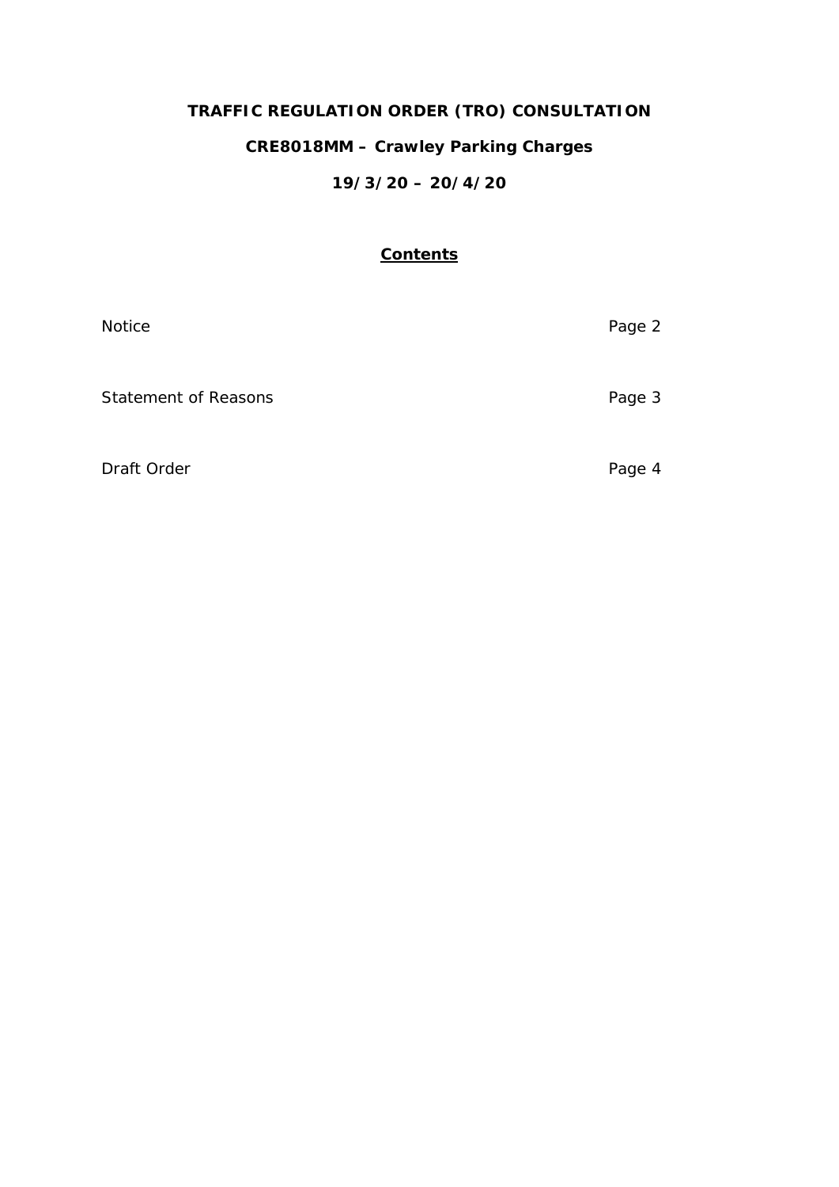# TRAFFIC REGULATION ORDER (TRO) CONSULTATION

## CRE8018MM – Crawley Parking Charges

## 19/3/20 – 20/4/20

**Contents**

| | |
|---|---|
| Notice | Page 2 |
| Statement of Reasons | Page 3 |
| Draft Order | Page 4 |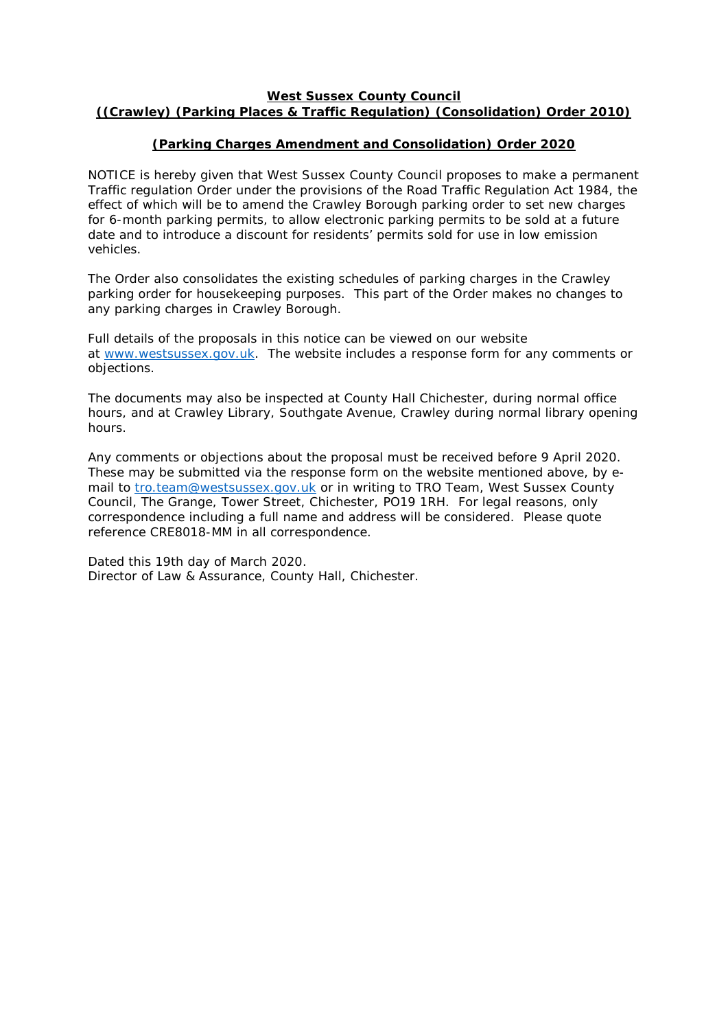**West Sussex County Council**
**((Crawley) (Parking Places & Traffic Regulation) (Consolidation) Order 2010)**

**(Parking Charges Amendment and Consolidation) Order 2020**

NOTICE is hereby given that West Sussex County Council proposes to make a permanent Traffic regulation Order under the provisions of the Road Traffic Regulation Act 1984, the effect of which will be to amend the Crawley Borough parking order to set new charges for 6-month parking permits, to allow electronic parking permits to be sold at a future date and to introduce a discount for residents' permits sold for use in low emission vehicles.

The Order also consolidates the existing schedules of parking charges in the Crawley parking order for housekeeping purposes. This part of the Order makes no changes to any parking charges in Crawley Borough.

Full details of the proposals in this notice can be viewed on our website at www.westsussex.gov.uk. The website includes a response form for any comments or objections.

The documents may also be inspected at County Hall Chichester, during normal office hours, and at Crawley Library, Southgate Avenue, Crawley during normal library opening hours.

Any comments or objections about the proposal must be received before 9 April 2020. These may be submitted via the response form on the website mentioned above, by e-mail to tro.team@westsussex.gov.uk or in writing to TRO Team, West Sussex County Council, The Grange, Tower Street, Chichester, PO19 1RH. For legal reasons, only correspondence including a full name and address will be considered. Please quote reference CRE8018-MM in all correspondence.

Dated this 19th day of March 2020.
Director of Law & Assurance, County Hall, Chichester.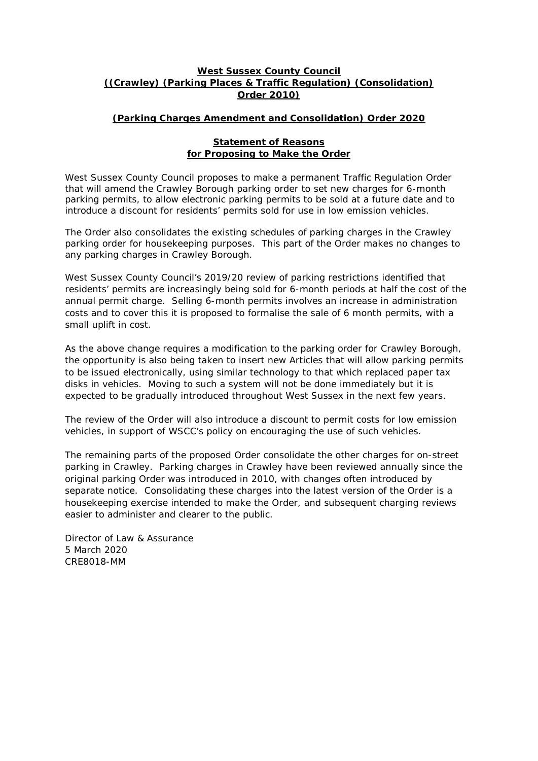**West Sussex County Council**
**((Crawley) (Parking Places & Traffic Regulation) (Consolidation) Order 2010)**

**(Parking Charges Amendment and Consolidation) Order 2020**

**Statement of Reasons for Proposing to Make the Order**

West Sussex County Council proposes to make a permanent Traffic Regulation Order that will amend the Crawley Borough parking order to set new charges for 6-month parking permits, to allow electronic parking permits to be sold at a future date and to introduce a discount for residents' permits sold for use in low emission vehicles.

The Order also consolidates the existing schedules of parking charges in the Crawley parking order for housekeeping purposes. This part of the Order makes no changes to any parking charges in Crawley Borough.

West Sussex County Council's 2019/20 review of parking restrictions identified that residents' permits are increasingly being sold for 6-month periods at half the cost of the annual permit charge. Selling 6-month permits involves an increase in administration costs and to cover this it is proposed to formalise the sale of 6 month permits, with a small uplift in cost.

As the above change requires a modification to the parking order for Crawley Borough, the opportunity is also being taken to insert new Articles that will allow parking permits to be issued electronically, using similar technology to that which replaced paper tax disks in vehicles. Moving to such a system will not be done immediately but it is expected to be gradually introduced throughout West Sussex in the next few years.

The review of the Order will also introduce a discount to permit costs for low emission vehicles, in support of WSCC's policy on encouraging the use of such vehicles.

The remaining parts of the proposed Order consolidate the other charges for on-street parking in Crawley. Parking charges in Crawley have been reviewed annually since the original parking Order was introduced in 2010, with changes often introduced by separate notice. Consolidating these charges into the latest version of the Order is a housekeeping exercise intended to make the Order, and subsequent charging reviews easier to administer and clearer to the public.

Director of Law & Assurance
5 March 2020
CRE8018-MM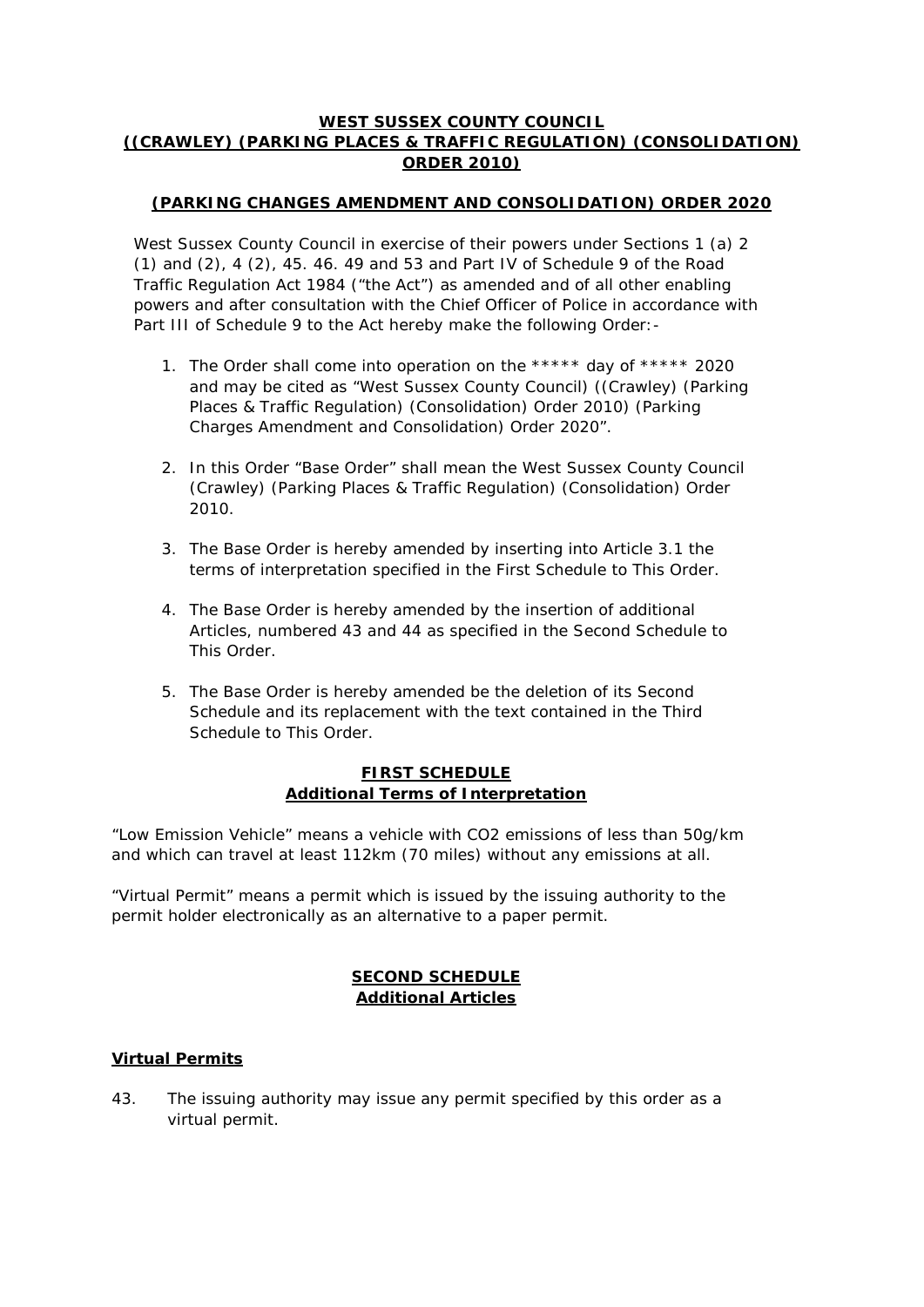**WEST SUSSEX COUNTY COUNCIL**
**((CRAWLEY) (PARKING PLACES & TRAFFIC REGULATION) (CONSOLIDATION) ORDER 2010)**

**(PARKING CHANGES AMENDMENT AND CONSOLIDATION) ORDER 2020**

West Sussex County Council in exercise of their powers under Sections 1 (a) 2 (1) and (2), 4 (2), 45. 46. 49 and 53 and Part IV of Schedule 9 of the Road Traffic Regulation Act 1984 ("the Act") as amended and of all other enabling powers and after consultation with the Chief Officer of Police in accordance with Part III of Schedule 9 to the Act hereby make the following Order:-

1. The Order shall come into operation on the ***** day of ***** 2020 and may be cited as "West Sussex County Council) ((Crawley) (Parking Places & Traffic Regulation) (Consolidation) Order 2010) (Parking Charges Amendment and Consolidation) Order 2020".

2. In this Order "Base Order" shall mean the West Sussex County Council (Crawley) (Parking Places & Traffic Regulation) (Consolidation) Order 2010.

3. The Base Order is hereby amended by inserting into Article 3.1 the terms of interpretation specified in the First Schedule to This Order.

4. The Base Order is hereby amended by the insertion of additional Articles, numbered 43 and 44 as specified in the Second Schedule to This Order.

5. The Base Order is hereby amended be the deletion of its Second Schedule and its replacement with the text contained in the Third Schedule to This Order.

**FIRST SCHEDULE**
**Additional Terms of Interpretation**

"Low Emission Vehicle" means a vehicle with $CO_2$ emissions of less than 50g/km and which can travel at least 112km (70 miles) without any emissions at all.

"Virtual Permit" means a permit which is issued by the issuing authority to the permit holder electronically as an alternative to a paper permit.

**SECOND SCHEDULE**
**Additional Articles**

**Virtual Permits**

43. The issuing authority may issue any permit specified by this order as a virtual permit.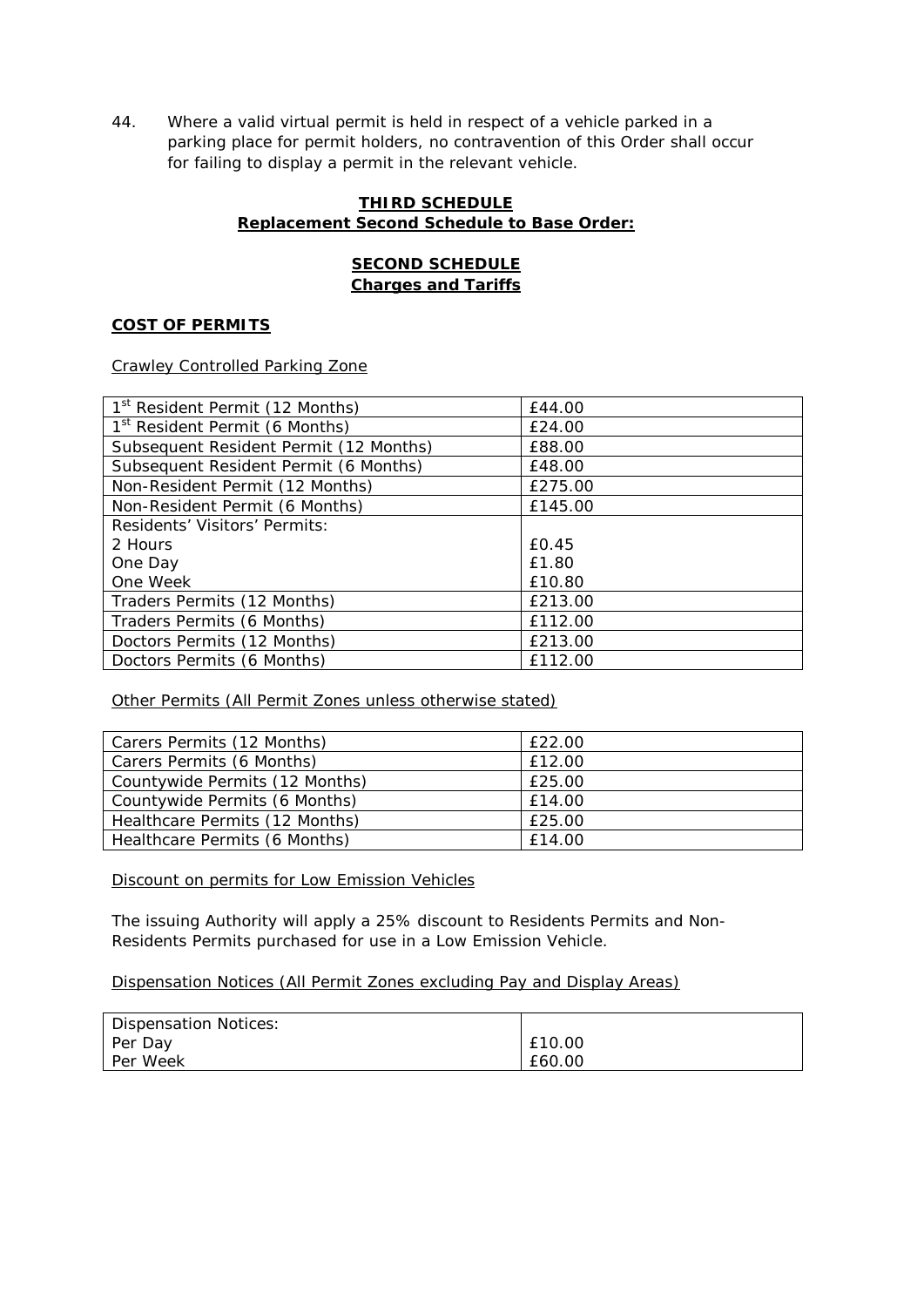44. Where a valid virtual permit is held in respect of a vehicle parked in a parking place for permit holders, no contravention of this Order shall occur for failing to display a permit in the relevant vehicle.

## THIRD SCHEDULE
## Replacement Second Schedule to Base Order:

## SECOND SCHEDULE
## Charges and Tariffs

**COST OF PERMITS**

Crawley Controlled Parking Zone

| | |
|---|---|
| 1st Resident Permit (12 Months) | £44.00 |
| 1st Resident Permit (6 Months) | £24.00 |
| Subsequent Resident Permit (12 Months) | £88.00 |
| Subsequent Resident Permit (6 Months) | £48.00 |
| Non-Resident Permit (12 Months) | £275.00 |
| Non-Resident Permit (6 Months) | £145.00 |
| Residents' Visitors' Permits:<br>2 Hours<br>One Day<br>One Week | <br>£0.45<br>£1.80<br>£10.80 |
| Traders Permits (12 Months) | £213.00 |
| Traders Permits (6 Months) | £112.00 |
| Doctors Permits (12 Months) | £213.00 |
| Doctors Permits (6 Months) | £112.00 |

Other Permits (All Permit Zones unless otherwise stated)

| | |
|---|---|
| Carers Permits (12 Months) | £22.00 |
| Carers Permits (6 Months) | £12.00 |
| Countywide Permits (12 Months) | £25.00 |
| Countywide Permits (6 Months) | £14.00 |
| Healthcare Permits (12 Months) | £25.00 |
| Healthcare Permits (6 Months) | £14.00 |

Discount on permits for Low Emission Vehicles

The issuing Authority will apply a 25% discount to Residents Permits and Non-Residents Permits purchased for use in a Low Emission Vehicle.

Dispensation Notices (All Permit Zones excluding Pay and Display Areas)

| | |
|---|---|
| Dispensation Notices:<br>Per Day<br>Per Week | <br>£10.00<br>£60.00 |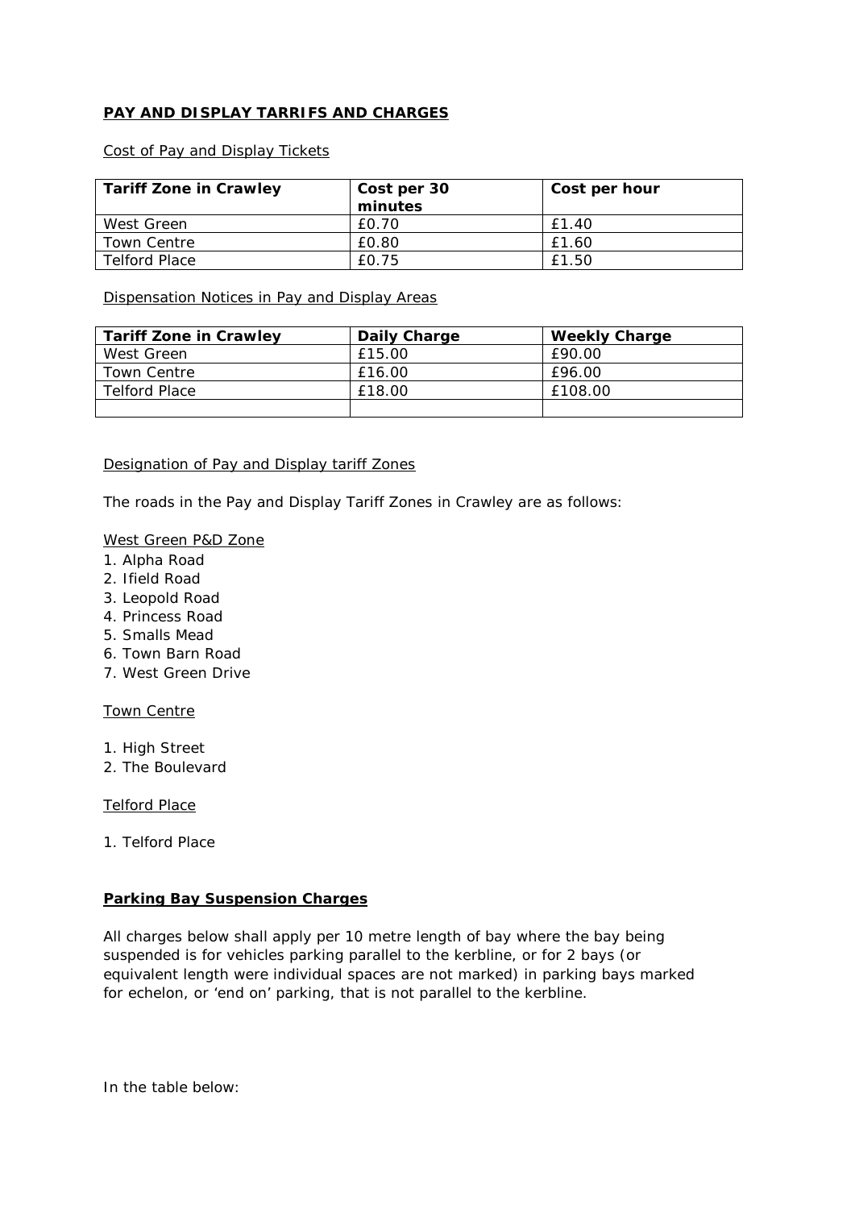**PAY AND DISPLAY TARRIFS AND CHARGES**

Cost of Pay and Display Tickets

| Tariff Zone in Crawley | Cost per 30 minutes | Cost per hour |
| --- | --- | --- |
| West Green | £0.70 | £1.40 |
| Town Centre | £0.80 | £1.60 |
| Telford Place | £0.75 | £1.50 |

Dispensation Notices in Pay and Display Areas

| Tariff Zone in Crawley | Daily Charge | Weekly Charge |
| --- | --- | --- |
| West Green | £15.00 | £90.00 |
| Town Centre | £16.00 | £96.00 |
| Telford Place | £18.00 | £108.00 |
| | | |

Designation of Pay and Display tariff Zones

The roads in the Pay and Display Tariff Zones in Crawley are as follows:

West Green P&D Zone

1. Alpha Road
2. Ifield Road
3. Leopold Road
4. Princess Road
5. Smalls Mead
6. Town Barn Road
7. West Green Drive

Town Centre

1. High Street
2. The Boulevard

Telford Place

1. Telford Place

**Parking Bay Suspension Charges**

All charges below shall apply per 10 metre length of bay where the bay being suspended is for vehicles parking parallel to the kerbline, or for 2 bays (or equivalent length were individual spaces are not marked) in parking bays marked for echelon, or 'end on' parking, that is not parallel to the kerbline.

In the table below: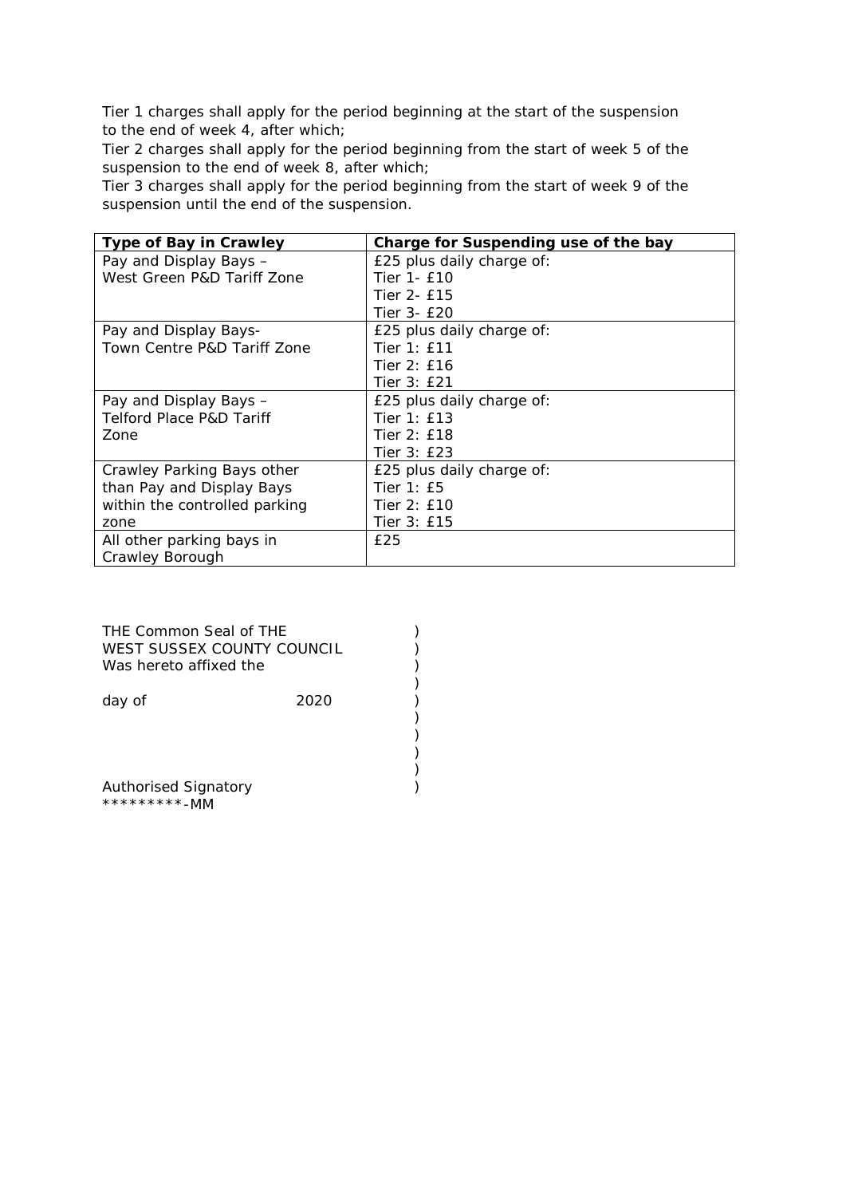Tier 1 charges shall apply for the period beginning at the start of the suspension to the end of week 4, after which;
Tier 2 charges shall apply for the period beginning from the start of week 5 of the suspension to the end of week 8, after which;
Tier 3 charges shall apply for the period beginning from the start of week 9 of the suspension until the end of the suspension.

| **Type of Bay in Crawley** | **Charge for Suspending use of the bay** |
|---|---|
| Pay and Display Bays – West Green P&D Tariff Zone | £25 plus daily charge of:<br>Tier 1- £10<br>Tier 2- £15<br>Tier 3- £20 |
| Pay and Display Bays- Town Centre P&D Tariff Zone | £25 plus daily charge of:<br>Tier 1: £11<br>Tier 2: £16<br>Tier 3: £21 |
| Pay and Display Bays – Telford Place P&D Tariff Zone | £25 plus daily charge of:<br>Tier 1: £13<br>Tier 2: £18<br>Tier 3: £23 |
| Crawley Parking Bays other than Pay and Display Bays within the controlled parking zone | £25 plus daily charge of:<br>Tier 1: £5<br>Tier 2: £10<br>Tier 3: £15 |
| All other parking bays in Crawley Borough | £25 |

THE Common Seal of THE )
WEST SUSSEX COUNTY COUNCIL )
Was hereto affixed the )
)
day of 2020 )
)
)
)
)
Authorised Signatory )
*********-MM